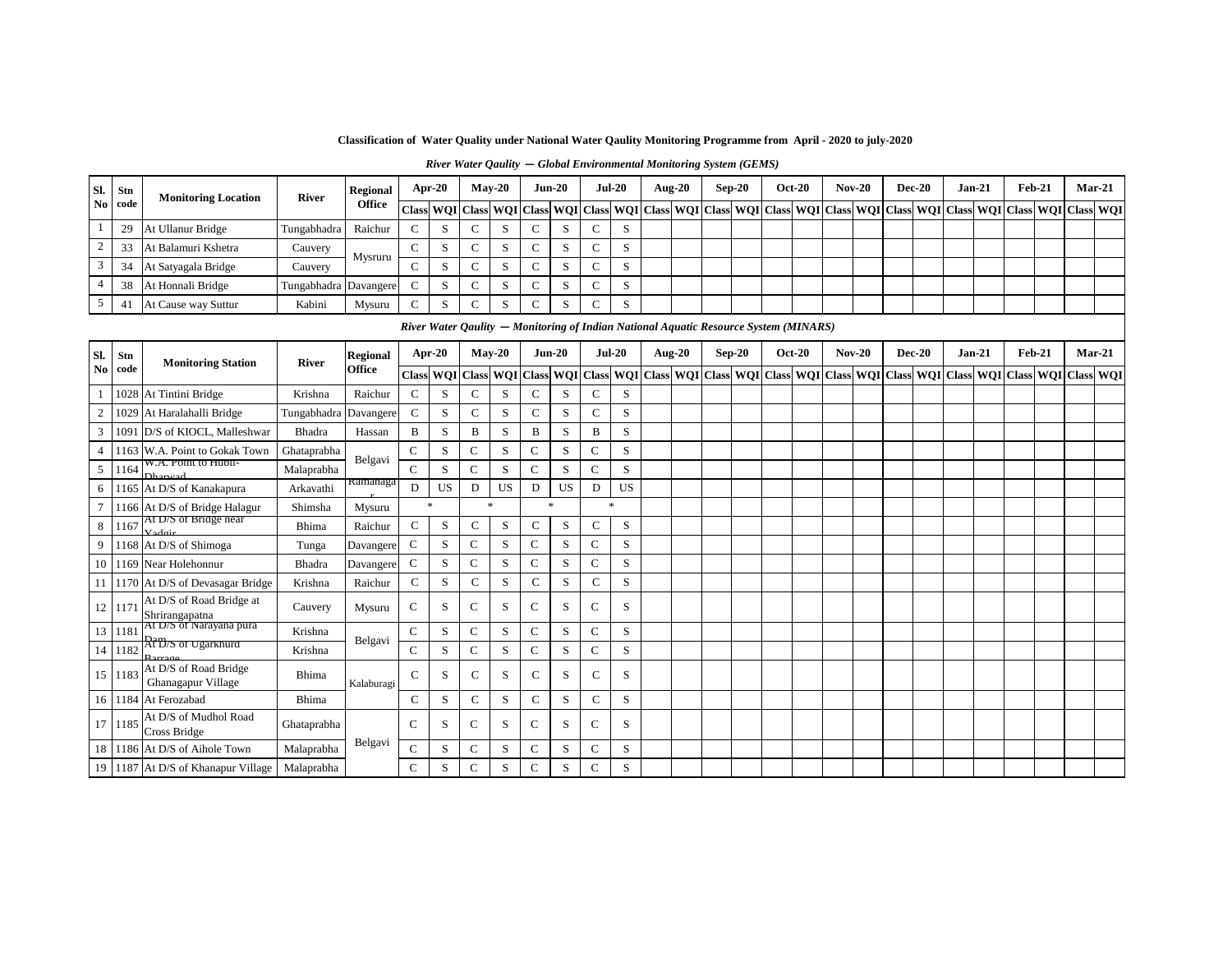**Classification of Water Quality under National Water Qaulity Monitoring Programme from April - 2020 to july-2020**

*River Water Qaulity — Global Environmental Monitoring System (GEMS)*

| Sl. No | Stn code | Monitoring Location | River | Regional Office | Apr-20 | | May-20 | | Jun-20 | | Jul-20 | | Aug-20 | | Sep-20 | | Oct-20 | | Nov-20 | | Dec-20 | | Jan-21 | | Feb-21 | | Mar-21 | |
|---|---|---|---|---|---|---|---|---|---|---|---|---|---|---|---|---|---|---|---|---|---|---|---|---|---|---|---|---|
| | | | | | Class | WQI | Class | WQI | Class | WQI | Class | WQI | Class | WQI | Class | WQI | Class | WQI | Class | WQI | Class | WQI | Class | WQI | Class | WQI | Class | WQI |
| 1 | 29 | At Ullanur Bridge | Tungabhadra | Raichur | C | S | C | S | C | S | C | S | | | | | | | | | | | | | | | | |
| 2 | 33 | At Balamuri Kshetra | Cauvery | Mysruru | C | S | C | S | C | S | C | S | | | | | | | | | | | | | | | | |
| 3 | 34 | At Satyagala Bridge | Cauvery | | C | S | C | S | C | S | C | S | | | | | | | | | | | | | | | | |
| 4 | 38 | At Honnali Bridge | Tungabhadra | Davangere | C | S | C | S | C | S | C | S | | | | | | | | | | | | | | | | |
| 5 | 41 | At Cause way Suttur | Kabini | Mysuru | C | S | C | S | C | S | C | S | | | | | | | | | | | | | | | | |

*River Water Qaulity — Monitoring of Indian National Aquatic Resource System (MINARS)*

| Sl. No | Stn code | Monitoring Station | River | Regional Office | Apr-20 | | May-20 | | Jun-20 | | Jul-20 | | Aug-20 | | Sep-20 | | Oct-20 | | Nov-20 | | Dec-20 | | Jan-21 | | Feb-21 | | Mar-21 | |
|---|---|---|---|---|---|---|---|---|---|---|---|---|---|---|---|---|---|---|---|---|---|---|---|---|---|---|---|---|
| | | | | | Class | WQI | Class | WQI | Class | WQI | Class | WQI | Class | WQI | Class | WQI | Class | WQI | Class | WQI | Class | WQI | Class | WQI | Class | WQI | Class | WQI |
| 1 | 1028 | At Tintini Bridge | Krishna | Raichur | C | S | C | S | C | S | C | S | | | | | | | | | | | | | | | | |
| 2 | 1029 | At Haralahalli Bridge | Tungabhadra | Davangere | C | S | C | S | C | S | C | S | | | | | | | | | | | | | | | | |
| 3 | 1091 | D/S of KIOCL, Malleshwar | Bhadra | Hassan | B | S | B | S | B | S | B | S | | | | | | | | | | | | | | | | |
| 4 | 1163 | W.A. Point to Gokak Town | Ghataprabha | Belgavi | C | S | C | S | C | S | C | S | | | | | | | | | | | | | | | | |
| 5 | 1164 | W.A. Point to Hubli-Dharwad | Malaprabha | | C | S | C | S | C | S | C | S | | | | | | | | | | | | | | | | |
| 6 | 1165 | At D/S of Kanakapura | Arkavathi | Ramanagar | D | US | D | US | D | US | D | US | | | | | | | | | | | | | | | | |
| 7 | 1166 | At D/S of Bridge Halagur | Shimsha | Mysuru | * | | * | | * | | * | | | | | | | | | | | | | | | | | |
| 8 | 1167 | At D/S of Bridge near Yadgir | Bhima | Raichur | C | S | C | S | C | S | C | S | | | | | | | | | | | | | | | | |
| 9 | 1168 | At D/S of Shimoga | Tunga | Davangere | C | S | C | S | C | S | C | S | | | | | | | | | | | | | | | | |
| 10 | 1169 | Near Holehonnur | Bhadra | Davangere | C | S | C | S | C | S | C | S | | | | | | | | | | | | | | | | |
| 11 | 1170 | At D/S of Devasagar Bridge | Krishna | Raichur | C | S | C | S | C | S | C | S | | | | | | | | | | | | | | | | |
| 12 | 1171 | At D/S of Road Bridge at Shrirangapatna | Cauvery | Mysuru | C | S | C | S | C | S | C | S | | | | | | | | | | | | | | | | |
| 13 | 1181 | At D/S of Narayana pura Dam | Krishna | Belgavi | C | S | C | S | C | S | C | S | | | | | | | | | | | | | | | | |
| 14 | 1182 | At D/S of Ugarkhurd Barrage | Krishna | | C | S | C | S | C | S | C | S | | | | | | | | | | | | | | | | |
| 15 | 1183 | At D/S of Road Bridge Ghanagapur Village | Bhima | Kalaburagi | C | S | C | S | C | S | C | S | | | | | | | | | | | | | | | | |
| 16 | 1184 | At Ferozabad | Bhima | | C | S | C | S | C | S | C | S | | | | | | | | | | | | | | | | |
| 17 | 1185 | At D/S of Mudhol Road Cross Bridge | Ghataprabha | Belgavi | C | S | C | S | C | S | C | S | | | | | | | | | | | | | | | | |
| 18 | 1186 | At D/S of Aihole Town | Malaprabha | | C | S | C | S | C | S | C | S | | | | | | | | | | | | | | | | |
| 19 | 1187 | At D/S of Khanapur Village | Malaprabha | | C | S | C | S | C | S | C | S | | | | | | | | | | | | | | | | |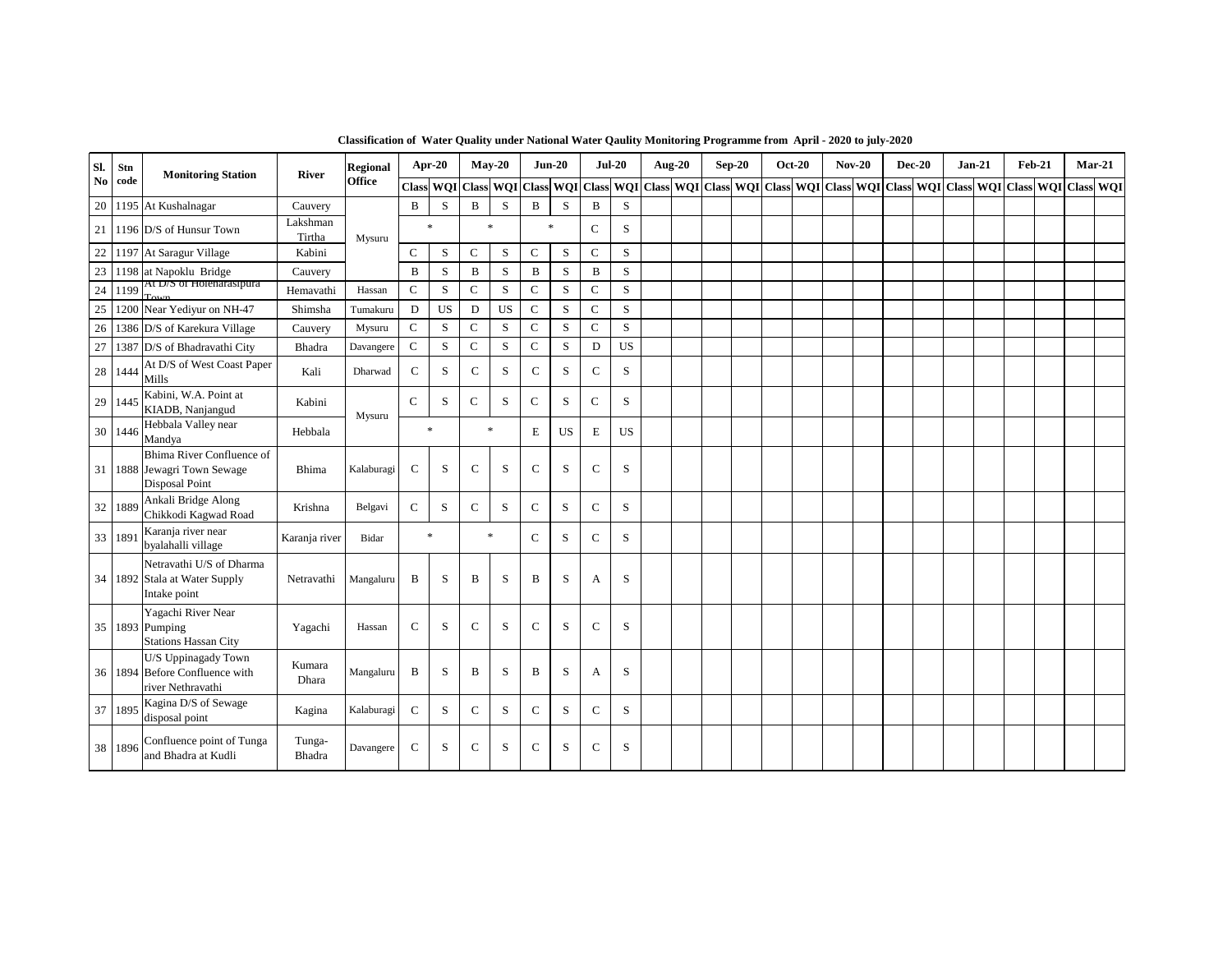**Classification of Water Quality under National Water Qaulity Monitoring Programme from April - 2020 to july-2020**

| Sl. No | Stn code | Monitoring Station | River | Regional Office | Apr-20 | | May-20 | | Jun-20 | | Jul-20 | | Aug-20 | | Sep-20 | | Oct-20 | | Nov-20 | | Dec-20 | | Jan-21 | | Feb-21 | | Mar-21 | |
|---|---|---|---|---|---|---|---|---|---|---|---|---|---|---|---|---|---|---|---|---|---|---|---|---|---|---|---|---|
| | | | | | Class | WQI | Class | WQI | Class | WQI | Class | WQI | Class | WQI | Class | WQI | Class | WQI | Class | WQI | Class | WQI | Class | WQI | Class | WQI | Class | WQI |
| 20 | 1195 | At Kushalnagar | Cauvery | Mysuru | B | S | B | S | B | S | B | S | | | | | | | | | | | | | | | | |
| 21 | 1196 | D/S of Hunsur Town | Lakshman Tirtha | Mysuru | * | | * | | * | | C | S | | | | | | | | | | | | | | | | |
| 22 | 1197 | At Saragur Village | Kabini | Mysuru | C | S | C | S | C | S | C | S | | | | | | | | | | | | | | | | |
| 23 | 1198 | at Napoklu Bridge | Cauvery | Mysuru | B | S | B | S | B | S | B | S | | | | | | | | | | | | | | | | |
| 24 | 1199 | At D/S of Holenarasipura Town | Hemavathi | Hassan | C | S | C | S | C | S | C | S | | | | | | | | | | | | | | | | |
| 25 | 1200 | Near Yediyur on NH-47 | Shimsha | Tumakuru | D | US | D | US | C | S | C | S | | | | | | | | | | | | | | | | |
| 26 | 1386 | D/S of Karekura Village | Cauvery | Mysuru | C | S | C | S | C | S | C | S | | | | | | | | | | | | | | | | |
| 27 | 1387 | D/S of Bhadravathi City | Bhadra | Davangere | C | S | C | S | C | S | D | US | | | | | | | | | | | | | | | | |
| 28 | 1444 | At D/S of West Coast Paper Mills | Kali | Dharwad | C | S | C | S | C | S | C | S | | | | | | | | | | | | | | | | |
| 29 | 1445 | Kabini, W.A. Point at KIADB, Nanjangud | Kabini | Mysuru | C | S | C | S | C | S | C | S | | | | | | | | | | | | | | | | |
| 30 | 1446 | Hebbala Valley near Mandya | Hebbala | Mysuru | * | | * | | E | US | E | US | | | | | | | | | | | | | | | | |
| 31 | 1888 | Bhima River Confluence of Jewagri Town Sewage Disposal Point | Bhima | Kalaburagi | C | S | C | S | C | S | C | S | | | | | | | | | | | | | | | | |
| 32 | 1889 | Ankali Bridge Along Chikkodi Kagwad Road | Krishna | Belgavi | C | S | C | S | C | S | C | S | | | | | | | | | | | | | | | | |
| 33 | 1891 | Karanja river near byalahalli village | Karanja river | Bidar | * | | * | | C | S | C | S | | | | | | | | | | | | | | | | |
| 34 | 1892 | Netravathi U/S of Dharma Stala at Water Supply Intake point | Netravathi | Mangaluru | B | S | B | S | B | S | A | S | | | | | | | | | | | | | | | | |
| 35 | 1893 | Yagachi River Near Pumping Stations Hassan City | Yagachi | Hassan | C | S | C | S | C | S | C | S | | | | | | | | | | | | | | | | |
| 36 | 1894 | U/S Uppinagady Town Before Confluence with river Nethravathi | Kumara Dhara | Mangaluru | B | S | B | S | B | S | A | S | | | | | | | | | | | | | | | | |
| 37 | 1895 | Kagina D/S of Sewage disposal point | Kagina | Kalaburagi | C | S | C | S | C | S | C | S | | | | | | | | | | | | | | | | |
| 38 | 1896 | Confluence point of Tunga and Bhadra at Kudli | Tunga-Bhadra | Davangere | C | S | C | S | C | S | C | S | | | | | | | | | | | | | | | | |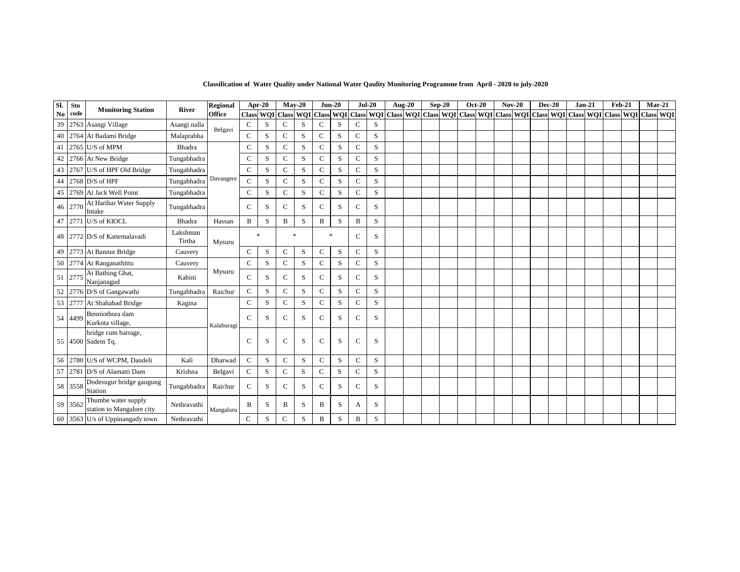**Classification of Water Quality under National Water Qaulity Monitoring Programme from April - 2020 to july-2020**

| Sl. No | Stn code | Monitoring Station | River | Regional Office | Apr-20 | | May-20 | | Jun-20 | | Jul-20 | | Aug-20 | | Sep-20 | | Oct-20 | | Nov-20 | | Dec-20 | | Jan-21 | | Feb-21 | | Mar-21 | |
|---|---|---|---|---|---|---|---|---|---|---|---|---|---|---|---|---|---|---|---|---|---|---|---|---|---|---|---|---|
| | | | | | Class | WQI | Class | WQI | Class | WQI | Class | WQI | Class | WQI | Class | WQI | Class | WQI | Class | WQI | Class | WQI | Class | WQI | Class | WQI | Class | WQI |
| 39 | 2763 | Asangi Village | Asangi nalla | Belgavi | C | S | C | S | C | S | C | S | | | | | | | | | | | | | | | | |
| 40 | 2764 | At Badami Bridge | Malaprabha | | C | S | C | S | C | S | C | S | | | | | | | | | | | | | | | | |
| 41 | 2765 | U/S of MPM | Bhadra | Davangere | C | S | C | S | C | S | C | S | | | | | | | | | | | | | | | | |
| 42 | 2766 | At New Bridge | Tungabhadra | | C | S | C | S | C | S | C | S | | | | | | | | | | | | | | | | |
| 43 | 2767 | U/S of HPF Old Bridge | Tungabhadra | | C | S | C | S | C | S | C | S | | | | | | | | | | | | | | | | |
| 44 | 2768 | D/S of HPF | Tungabhadra | | C | S | C | S | C | S | C | S | | | | | | | | | | | | | | | | |
| 45 | 2769 | At Jack Well Point | Tungabhadra | | C | S | C | S | C | S | C | S | | | | | | | | | | | | | | | | |
| 46 | 2770 | At Harihar Water Supply Intake | Tungabhadra | | C | S | C | S | C | S | C | S | | | | | | | | | | | | | | | | |
| 47 | 2771 | U/S of KIOCL | Bhadra | Hassan | B | S | B | S | B | S | B | S | | | | | | | | | | | | | | | | |
| 48 | 2772 | D/S of Kattemalavadi | Lakshman Tirtha | Mysuru | * | | * | | * | | C | S | | | | | | | | | | | | | | | | |
| 49 | 2773 | At Bannur Bridge | Cauvery | | C | S | C | S | C | S | C | S | | | | | | | | | | | | | | | | |
| 50 | 2774 | At Ranganathittu | Cauvery | Mysuru | C | S | C | S | C | S | C | S | | | | | | | | | | | | | | | | |
| 51 | 2775 | At Bathing Ghat, Nanjanagud | Kabini | | C | S | C | S | C | S | C | S | | | | | | | | | | | | | | | | |
| 52 | 2776 | D/S of Gangawathi | Tungabhadra | Raichur | C | S | C | S | C | S | C | S | | | | | | | | | | | | | | | | |
| 53 | 2777 | At Shahabad Bridge | Kagina | Kalaburagi | C | S | C | S | C | S | C | S | | | | | | | | | | | | | | | | |
| 54 | 4499 | Benniothora dam Kurkota village, | | | C | S | C | S | C | S | C | S | | | | | | | | | | | | | | | | |
| 55 | 4500 | bridge cum barrage, Sadem Tq. | | | C | S | C | S | C | S | C | S | | | | | | | | | | | | | | | | |
| 56 | 2780 | U/S of WCPM, Dandeli | Kali | Dharwad | C | S | C | S | C | S | C | S | | | | | | | | | | | | | | | | |
| 57 | 2781 | D/S of Alamatti Dam | Krishna | Belgavi | C | S | C | S | C | S | C | S | | | | | | | | | | | | | | | | |
| 58 | 3558 | Dodesugur bridge gaugung Station | Tungabhadra | Raichur | C | S | C | S | C | S | C | S | | | | | | | | | | | | | | | | |
| 59 | 3562 | Thumbe water supply station to Mangalore city | Nethravathi | Mangaluru | B | S | B | S | B | S | A | S | | | | | | | | | | | | | | | | |
| 60 | 3563 | U/s of Uppinangady town | Nethravathi | | C | S | C | S | B | S | B | S | | | | | | | | | | | | | | | | |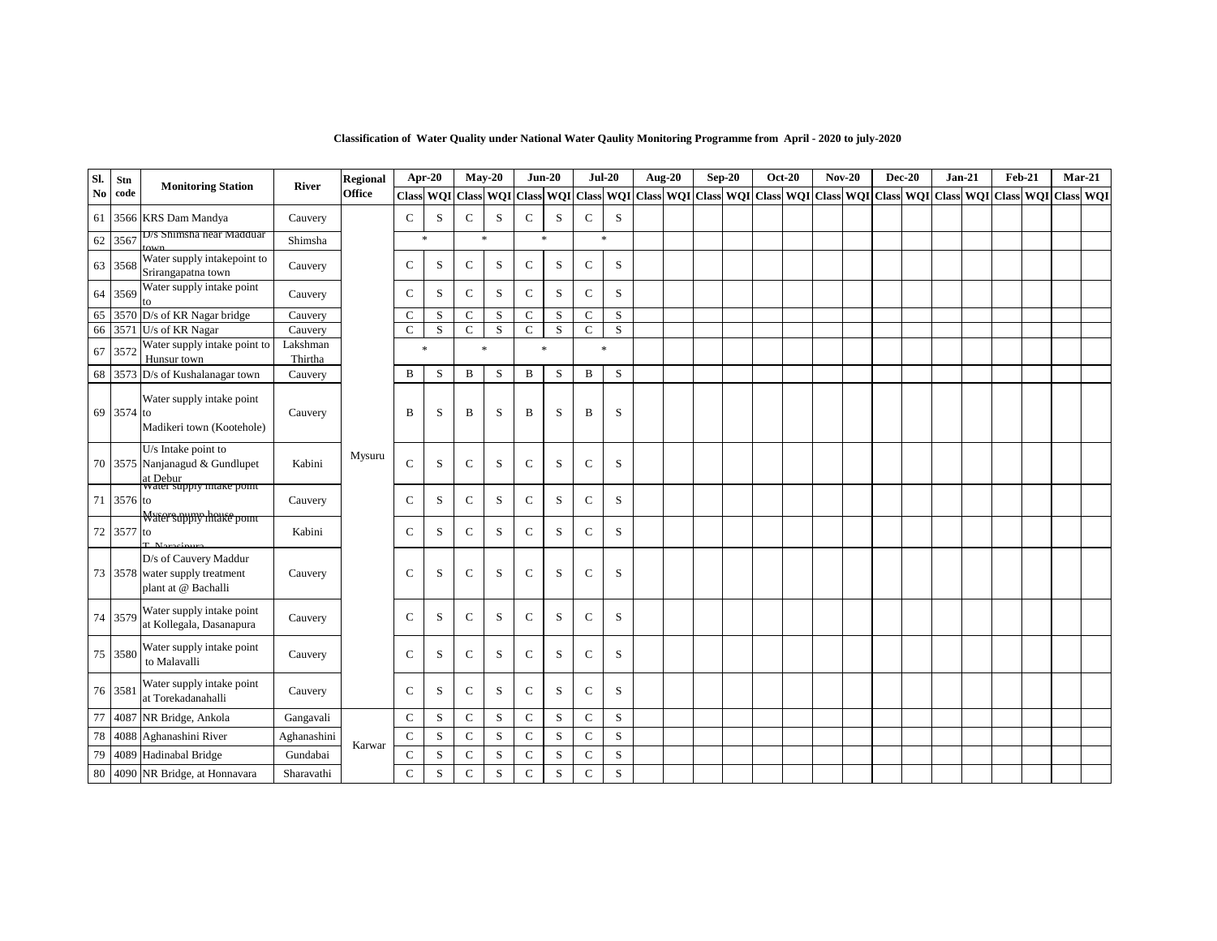**Classification of Water Quality under National Water Qaulity Monitoring Programme from April - 2020 to july-2020**

| Sl. No | Stn code | Monitoring Station | River | Regional Office | Apr-20 | | May-20 | | Jun-20 | | Jul-20 | | Aug-20 | | Sep-20 | | Oct-20 | | Nov-20 | | Dec-20 | | Jan-21 | | Feb-21 | | Mar-21 | |
|---|---|---|---|---|---|---|---|---|---|---|---|---|---|---|---|---|---|---|---|---|---|---|---|---|---|---|---|---|
| | | | | | Class | WQI | Class | WQI | Class | WQI | Class | WQI | Class | WQI | Class | WQI | Class | WQI | Class | WQI | Class | WQI | Class | WQI | Class | WQI | Class | WQI |
| 61 | 3566 | KRS Dam Mandya | Cauvery | Mysuru | C | S | C | S | C | S | C | S | | | | | | | | | | | | | | | | |
| 62 | 3567 | D/s Shimsha near Madduar town | Shimsha | | * | | * | | * | | * | | | | | | | | | | | | | | | | | |
| 63 | 3568 | Water supply intakepoint to Srirangapatna town | Cauvery | | C | S | C | S | C | S | C | S | | | | | | | | | | | | | | | | |
| 64 | 3569 | Water supply intake point to | Cauvery | | C | S | C | S | C | S | C | S | | | | | | | | | | | | | | | | |
| 65 | 3570 | D/s of KR Nagar bridge | Cauvery | | C | S | C | S | C | S | C | S | | | | | | | | | | | | | | | | |
| 66 | 3571 | U/s of KR Nagar | Cauvery | | C | S | C | S | C | S | C | S | | | | | | | | | | | | | | | | |
| 67 | 3572 | Water supply intake point to Hunsur town | Lakshman Thirtha | | * | | * | | * | | * | | | | | | | | | | | | | | | | | |
| 68 | 3573 | D/s of Kushalanagar town | Cauvery | | B | S | B | S | B | S | B | S | | | | | | | | | | | | | | | | |
| 69 | 3574 | Water supply intake point to Madikeri town (Kootehole) | Cauvery | | B | S | B | S | B | S | B | S | | | | | | | | | | | | | | | | |
| 70 | 3575 | U/s Intake point to Nanjanagud & Gundlupet at Debur | Kabini | | C | S | C | S | C | S | C | S | | | | | | | | | | | | | | | | |
| 71 | 3576 | Water supply intake point to Mysore pump house | Cauvery | | C | S | C | S | C | S | C | S | | | | | | | | | | | | | | | | |
| 72 | 3577 | Water supply intake point to T. Narasipura | Kabini | | C | S | C | S | C | S | C | S | | | | | | | | | | | | | | | | |
| 73 | 3578 | D/s of Cauvery Maddur water supply treatment plant at @ Bachalli | Cauvery | | C | S | C | S | C | S | C | S | | | | | | | | | | | | | | | | |
| 74 | 3579 | Water supply intake point at Kollegala, Dasanapura | Cauvery | | C | S | C | S | C | S | C | S | | | | | | | | | | | | | | | | |
| 75 | 3580 | Water supply intake point to Malavalli | Cauvery | | C | S | C | S | C | S | C | S | | | | | | | | | | | | | | | | |
| 76 | 3581 | Water supply intake point at Torekadanahalli | Cauvery | | C | S | C | S | C | S | C | S | | | | | | | | | | | | | | | | |
| 77 | 4087 | NR Bridge, Ankola | Gangavali | Karwar | C | S | C | S | C | S | C | S | | | | | | | | | | | | | | | | |
| 78 | 4088 | Aghanashini River | Aghanashini | | C | S | C | S | C | S | C | S | | | | | | | | | | | | | | | | |
| 79 | 4089 | Hadinabal Bridge | Gundabai | | C | S | C | S | C | S | C | S | | | | | | | | | | | | | | | | |
| 80 | 4090 | NR Bridge, at Honnavara | Sharavathi | | C | S | C | S | C | S | C | S | | | | | | | | | | | | | | | | |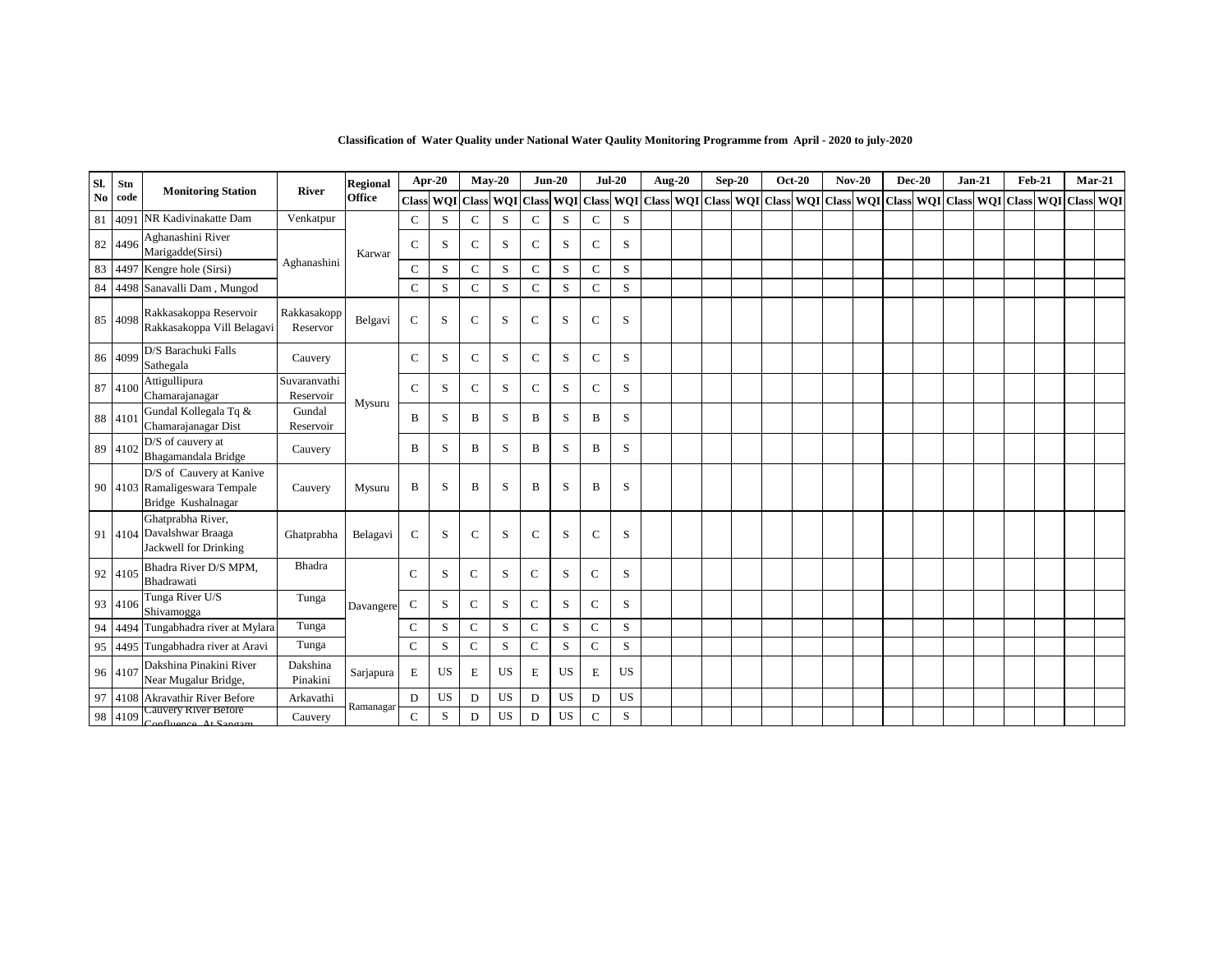**Classification of Water Quality under National Water Qaulity Monitoring Programme from April - 2020 to july-2020**

| Sl. No | Stn code | Monitoring Station | River | Regional Office | Apr-20 | | May-20 | | Jun-20 | | Jul-20 | | Aug-20 | | Sep-20 | | Oct-20 | | Nov-20 | | Dec-20 | | Jan-21 | | Feb-21 | | Mar-21 | |
|---|---|---|---|---|---|---|---|---|---|---|---|---|---|---|---|---|---|---|---|---|---|---|---|---|---|---|---|---|
| | | | | | Class | WQI | Class | WQI | Class | WQI | Class | WQI | Class | WQI | Class | WQI | Class | WQI | Class | WQI | Class | WQI | Class | WQI | Class | WQI | Class | WQI |
| 81 | 4091 | NR Kadivinakatte Dam | Venkatpur | Karwar | C | S | C | S | C | S | C | S | | | | | | | | | | | | | | | | |
| 82 | 4496 | Aghanashini River Marigadde(Sirsi) | Aghanashini | | C | S | C | S | C | S | C | S | | | | | | | | | | | | | | | | |
| 83 | 4497 | Kengre hole (Sirsi) | | | C | S | C | S | C | S | C | S | | | | | | | | | | | | | | | | |
| 84 | 4498 | Sanavalli Dam , Mungod | | | C | S | C | S | C | S | C | S | | | | | | | | | | | | | | | | |
| 85 | 4098 | Rakkasakoppa Reservoir Rakkasakoppa Vill Belagavi | Rakkasakopp Reservor | Belgavi | C | S | C | S | C | S | C | S | | | | | | | | | | | | | | | | |
| 86 | 4099 | D/S Barachuki Falls Sathegala | Cauvery | Mysuru | C | S | C | S | C | S | C | S | | | | | | | | | | | | | | | | |
| 87 | 4100 | Attigullipura Chamarajanagar | Suvaranvathi Reservoir | | C | S | C | S | C | S | C | S | | | | | | | | | | | | | | | | |
| 88 | 4101 | Gundal Kollegala Tq & Chamarajanagar Dist | Gundal Reservoir | | B | S | B | S | B | S | B | S | | | | | | | | | | | | | | | | |
| 89 | 4102 | D/S of cauvery at Bhagamandala Bridge | Cauvery | | B | S | B | S | B | S | B | S | | | | | | | | | | | | | | | | |
| 90 | 4103 | D/S of Cauvery at Kanive Ramaligeswara Tempale Bridge Kushalnagar | Cauvery | Mysuru | B | S | B | S | B | S | B | S | | | | | | | | | | | | | | | | |
| 91 | 4104 | Ghatprabha River, Davalshwar Braaga Jackwell for Drinking | Ghatprabha | Belagavi | C | S | C | S | C | S | C | S | | | | | | | | | | | | | | | | |
| 92 | 4105 | Bhadra River D/S MPM, Bhadrawati | Bhadra | Davangere | C | S | C | S | C | S | C | S | | | | | | | | | | | | | | | | |
| 93 | 4106 | Tunga River U/S Shivamogga | Tunga | | C | S | C | S | C | S | C | S | | | | | | | | | | | | | | | | |
| 94 | 4494 | Tungabhadra river at Mylara | Tunga | | C | S | C | S | C | S | C | S | | | | | | | | | | | | | | | | |
| 95 | 4495 | Tungabhadra river at Aravi | Tunga | | C | S | C | S | C | S | C | S | | | | | | | | | | | | | | | | |
| 96 | 4107 | Dakshina Pinakini River Near Mugalur Bridge, | Dakshina Pinakini | Sarjapura | E | US | E | US | E | US | E | US | | | | | | | | | | | | | | | | |
| 97 | 4108 | Akravathir River Before | Arkavathi | Ramanagar | D | US | D | US | D | US | D | US | | | | | | | | | | | | | | | | |
| 98 | 4109 | Cauvery River Before Confluence At Sangam | Cauvery | | C | S | D | US | D | US | C | S | | | | | | | | | | | | | | | | |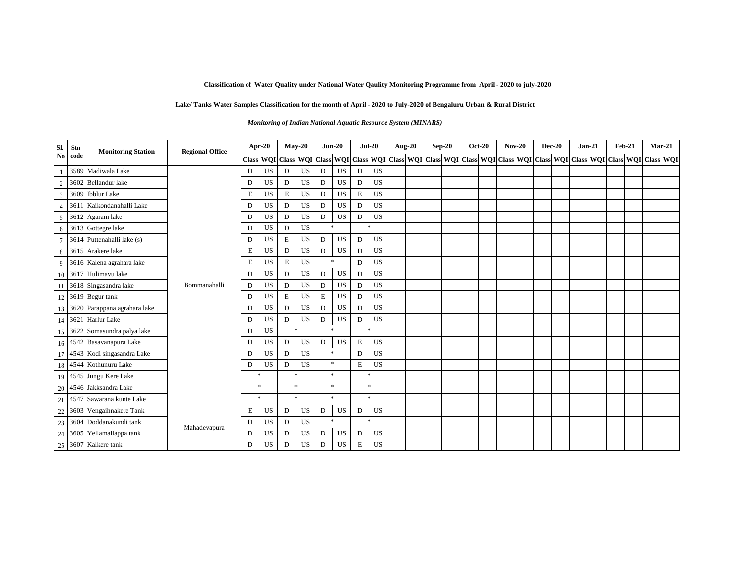**Classification of Water Quality under National Water Qaulity Monitoring Programme from April - 2020 to july-2020**

**Lake/ Tanks Water Samples Classification for the month of April - 2020 to July-2020 of Bengaluru Urban & Rural District**

***Monitoring of Indian National Aquatic Resource System (MINARS)***

| Sl. No | Stn code | Monitoring Station | Regional Office | Apr-20 | | May-20 | | Jun-20 | | Jul-20 | | Aug-20 | | Sep-20 | | Oct-20 | | Nov-20 | | Dec-20 | | Jan-21 | | Feb-21 | | Mar-21 | |
|---|---|---|---|---|---|---|---|---|---|---|---|---|---|---|---|---|---|---|---|---|---|---|---|---|---|---|---|
| | | | | Class | WQI | Class | WQI | Class | WQI | Class | WQI | Class | WQI | Class | WQI | Class | WQI | Class | WQI | Class | WQI | Class | WQI | Class | WQI | Class | WQI |
| 1 | 3589 | Madiwala Lake | Bommanahalli | D | US | D | US | D | US | D | US | | | | | | | | | | | | | | | | |
| 2 | 3602 | Bellandur lake | | D | US | D | US | D | US | D | US | | | | | | | | | | | | | | | | |
| 3 | 3609 | Ibblur Lake | | E | US | E | US | D | US | E | US | | | | | | | | | | | | | | | | |
| 4 | 3611 | Kaikondanahalli Lake | | D | US | D | US | D | US | D | US | | | | | | | | | | | | | | | | |
| 5 | 3612 | Agaram lake | | D | US | D | US | D | US | D | US | | | | | | | | | | | | | | | | |
| 6 | 3613 | Gottegre lake | | D | US | D | US | * | | * | | | | | | | | | | | | | | | | | |
| 7 | 3614 | Puttenahalli lake (s) | | D | US | E | US | D | US | D | US | | | | | | | | | | | | | | | | |
| 8 | 3615 | Arakere lake | | E | US | D | US | D | US | D | US | | | | | | | | | | | | | | | | |
| 9 | 3616 | Kalena agrahara lake | | E | US | E | US | * | | D | US | | | | | | | | | | | | | | | | |
| 10 | 3617 | Hulimavu lake | | D | US | D | US | D | US | D | US | | | | | | | | | | | | | | | | |
| 11 | 3618 | Singasandra lake | | D | US | D | US | D | US | D | US | | | | | | | | | | | | | | | | |
| 12 | 3619 | Begur tank | | D | US | E | US | E | US | D | US | | | | | | | | | | | | | | | | |
| 13 | 3620 | Parappana agrahara lake | | D | US | D | US | D | US | D | US | | | | | | | | | | | | | | | | |
| 14 | 3621 | Harlur Lake | | D | US | D | US | D | US | D | US | | | | | | | | | | | | | | | | |
| 15 | 3622 | Somasundra palya lake | | D | US | * | | * | | * | | | | | | | | | | | | | | | | | |
| 16 | 4542 | Basavanapura Lake | | D | US | D | US | D | US | E | US | | | | | | | | | | | | | | | | |
| 17 | 4543 | Kodi singasandra Lake | | D | US | D | US | * | | D | US | | | | | | | | | | | | | | | | |
| 18 | 4544 | Kothunuru Lake | | D | US | D | US | * | | E | US | | | | | | | | | | | | | | | | |
| 19 | 4545 | Jungu Kere Lake | | * | | * | | * | | * | | | | | | | | | | | | | | | | | |
| 20 | 4546 | Jakksandra Lake | | * | | * | | * | | * | | | | | | | | | | | | | | | | | |
| 21 | 4547 | Sawarana kunte Lake | | * | | * | | * | | * | | | | | | | | | | | | | | | | | |
| 22 | 3603 | Vengaihnakere Tank | Mahadevapura | E | US | D | US | D | US | D | US | | | | | | | | | | | | | | | | |
| 23 | 3604 | Doddanakundi tank | | D | US | D | US | * | | * | | | | | | | | | | | | | | | | | |
| 24 | 3605 | Yellamallappa tank | | D | US | D | US | D | US | D | US | | | | | | | | | | | | | | | | |
| 25 | 3607 | Kalkere tank | | D | US | D | US | D | US | E | US | | | | | | | | | | | | | | | | |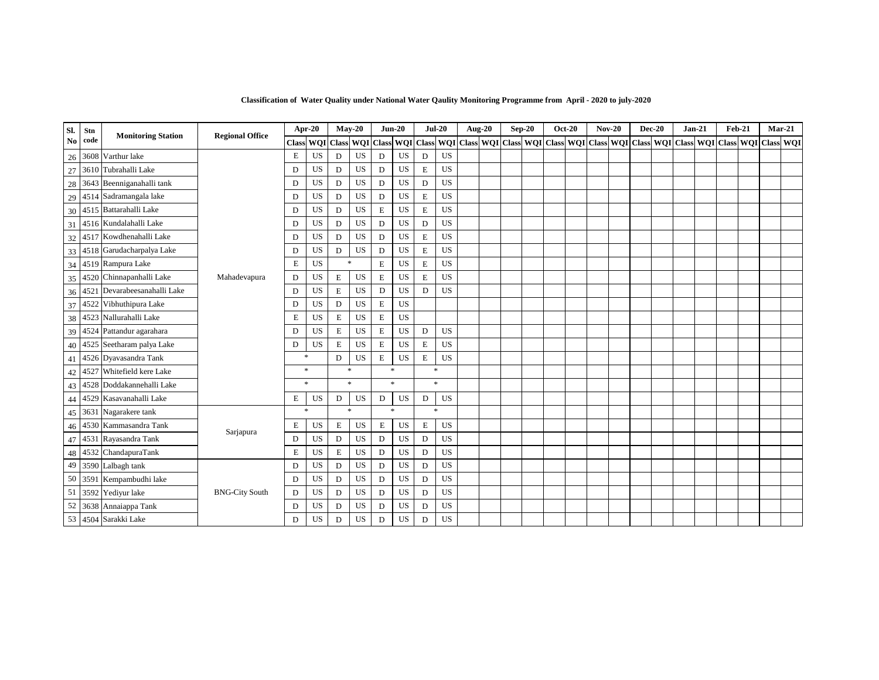**Classification of Water Quality under National Water Qaulity Monitoring Programme from April - 2020 to july-2020**

| Sl. No | Stn code | Monitoring Station | Regional Office | Apr-20 | | May-20 | | Jun-20 | | Jul-20 | | Aug-20 | | Sep-20 | | Oct-20 | | Nov-20 | | Dec-20 | | Jan-21 | | Feb-21 | | Mar-21 | |
|---|---|---|---|---|---|---|---|---|---|---|---|---|---|---|---|---|---|---|---|---|---|---|---|---|---|---|---|
| | | | | Class | WQI | Class | WQI | Class | WQI | Class | WQI | Class | WQI | Class | WQI | Class | WQI | Class | WQI | Class | WQI | Class | WQI | Class | WQI | Class | WQI |
| 26 | 3608 | Varthur lake | Mahadevapura | E | US | D | US | D | US | D | US | | | | | | | | | | | | | | | | |
| 27 | 3610 | Tubrahalli Lake | | D | US | D | US | D | US | E | US | | | | | | | | | | | | | | | | |
| 28 | 3643 | Beenniganahalli tank | | D | US | D | US | D | US | D | US | | | | | | | | | | | | | | | | |
| 29 | 4514 | Sadramangala lake | | D | US | D | US | D | US | E | US | | | | | | | | | | | | | | | | |
| 30 | 4515 | Battarahalli Lake | | D | US | D | US | E | US | E | US | | | | | | | | | | | | | | | | |
| 31 | 4516 | Kundalahalli Lake | | D | US | D | US | D | US | D | US | | | | | | | | | | | | | | | | |
| 32 | 4517 | Kowdhenahalli Lake | | D | US | D | US | D | US | E | US | | | | | | | | | | | | | | | | |
| 33 | 4518 | Garudacharpalya Lake | | D | US | D | US | D | US | E | US | | | | | | | | | | | | | | | | |
| 34 | 4519 | Rampura Lake | | E | US | * | | E | US | E | US | | | | | | | | | | | | | | | | |
| 35 | 4520 | Chinnapanhalli Lake | | D | US | E | US | E | US | E | US | | | | | | | | | | | | | | | | |
| 36 | 4521 | Devarabeesanahalli Lake | | D | US | E | US | D | US | D | US | | | | | | | | | | | | | | | | |
| 37 | 4522 | Vibhuthipura Lake | | D | US | D | US | E | US | | | | | | | | | | | | | | | | | | |
| 38 | 4523 | Nallurahalli Lake | | E | US | E | US | E | US | | | | | | | | | | | | | | | | | | |
| 39 | 4524 | Pattandur agarahara | | D | US | E | US | E | US | D | US | | | | | | | | | | | | | | | | |
| 40 | 4525 | Seetharam palya Lake | | D | US | E | US | E | US | E | US | | | | | | | | | | | | | | | | |
| 41 | 4526 | Dyavasandra Tank | | * | | D | US | E | US | E | US | | | | | | | | | | | | | | | | |
| 42 | 4527 | Whitefield kere Lake | | * | | * | | * | | * | | | | | | | | | | | | | | | | | |
| 43 | 4528 | Doddakannehalli Lake | | * | | * | | * | | * | | | | | | | | | | | | | | | | | |
| 44 | 4529 | Kasavanahalli Lake | | E | US | D | US | D | US | D | US | | | | | | | | | | | | | | | | |
| 45 | 3631 | Nagarakere tank | Sarjapura | * | | * | | * | | * | | | | | | | | | | | | | | | | | |
| 46 | 4530 | Kammasandra Tank | | E | US | E | US | E | US | E | US | | | | | | | | | | | | | | | | |
| 47 | 4531 | Rayasandra Tank | | D | US | D | US | D | US | D | US | | | | | | | | | | | | | | | | |
| 48 | 4532 | ChandapuraTank | | E | US | E | US | D | US | D | US | | | | | | | | | | | | | | | | |
| 49 | 3590 | Lalbagh tank | BNG-City South | D | US | D | US | D | US | D | US | | | | | | | | | | | | | | | | |
| 50 | 3591 | Kempambudhi lake | | D | US | D | US | D | US | D | US | | | | | | | | | | | | | | | | |
| 51 | 3592 | Yediyur lake | | D | US | D | US | D | US | D | US | | | | | | | | | | | | | | | | |
| 52 | 3638 | Annaiappa Tank | | D | US | D | US | D | US | D | US | | | | | | | | | | | | | | | | |
| 53 | 4504 | Sarakki Lake | | D | US | D | US | D | US | D | US | | | | | | | | | | | | | | | | |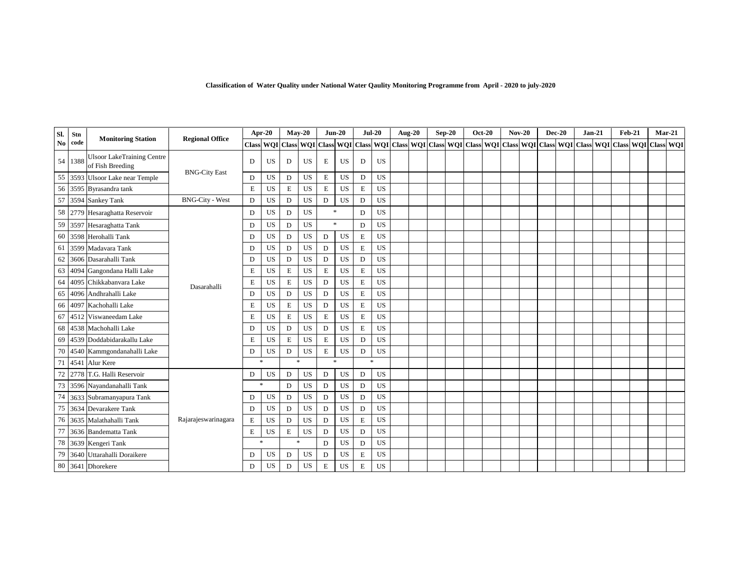**Classification of Water Quality under National Water Qaulity Monitoring Programme from April - 2020 to july-2020**

| Sl. No | Stn code | Monitoring Station | Regional Office | Apr-20 | | May-20 | | Jun-20 | | Jul-20 | | Aug-20 | | Sep-20 | | Oct-20 | | Nov-20 | | Dec-20 | | Jan-21 | | Feb-21 | | Mar-21 | |
|---|---|---|---|---|---|---|---|---|---|---|---|---|---|---|---|---|---|---|---|---|---|---|---|---|---|---|---|
| | | | | Class | WQI | Class | WQI | Class | WQI | Class | WQI | Class | WQI | Class | WQI | Class | WQI | Class | WQI | Class | WQI | Class | WQI | Class | WQI | Class | WQI |
| 54 | 1388 | Ulsoor LakeTraining Centre of Fish Breeding | BNG-City East | D | US | D | US | E | US | D | US | | | | | | | | | | | | | | | | |
| 55 | 3593 | Ulsoor Lake near Temple | | D | US | D | US | E | US | D | US | | | | | | | | | | | | | | | | |
| 56 | 3595 | Byrasandra tank | | E | US | E | US | E | US | E | US | | | | | | | | | | | | | | | | |
| 57 | 3594 | Sankey Tank | BNG-City - West | D | US | D | US | D | US | D | US | | | | | | | | | | | | | | | | |
| 58 | 2779 | Hesaraghatta Reservoir | Dasarahalli | D | US | D | US | * | | D | US | | | | | | | | | | | | | | | | |
| 59 | 3597 | Hesaraghatta Tank | | D | US | D | US | * | | D | US | | | | | | | | | | | | | | | | |
| 60 | 3598 | Herohalli Tank | | D | US | D | US | D | US | E | US | | | | | | | | | | | | | | | | |
| 61 | 3599 | Madavara Tank | | D | US | D | US | D | US | E | US | | | | | | | | | | | | | | | | |
| 62 | 3606 | Dasarahalli Tank | | D | US | D | US | D | US | D | US | | | | | | | | | | | | | | | | |
| 63 | 4094 | Gangondana Halli Lake | | E | US | E | US | E | US | E | US | | | | | | | | | | | | | | | | |
| 64 | 4095 | Chikkabanvara Lake | | E | US | E | US | D | US | E | US | | | | | | | | | | | | | | | | |
| 65 | 4096 | Andhrahalli Lake | | D | US | D | US | D | US | E | US | | | | | | | | | | | | | | | | |
| 66 | 4097 | Kachohalli Lake | | E | US | E | US | D | US | E | US | | | | | | | | | | | | | | | | |
| 67 | 4512 | Viswaneedam Lake | | E | US | E | US | E | US | E | US | | | | | | | | | | | | | | | | |
| 68 | 4538 | Machohalli Lake | | D | US | D | US | D | US | E | US | | | | | | | | | | | | | | | | |
| 69 | 4539 | Doddabidarakallu Lake | | E | US | E | US | E | US | D | US | | | | | | | | | | | | | | | | |
| 70 | 4540 | Kammgondanahalli Lake | | D | US | D | US | E | US | D | US | | | | | | | | | | | | | | | | |
| 71 | 4541 | Alur Kere | | * | | * | | * | | * | | | | | | | | | | | | | | | | | |
| 72 | 2778 | T.G. Halli Reservoir | Rajarajeswarinagara | D | US | D | US | D | US | D | US | | | | | | | | | | | | | | | | |
| 73 | 3596 | Nayandanahalli Tank | | * | | D | US | D | US | D | US | | | | | | | | | | | | | | | | |
| 74 | 3633 | Subramanyapura Tank | | D | US | D | US | D | US | D | US | | | | | | | | | | | | | | | | |
| 75 | 3634 | Devarakere Tank | | D | US | D | US | D | US | D | US | | | | | | | | | | | | | | | | |
| 76 | 3635 | Malathahalli Tank | | E | US | D | US | D | US | E | US | | | | | | | | | | | | | | | | |
| 77 | 3636 | Bandematta Tank | | E | US | E | US | D | US | D | US | | | | | | | | | | | | | | | | |
| 78 | 3639 | Kengeri Tank | | * | | * | | D | US | D | US | | | | | | | | | | | | | | | | |
| 79 | 3640 | Uttarahalli Doraikere | | D | US | D | US | D | US | E | US | | | | | | | | | | | | | | | | |
| 80 | 3641 | Dhorekere | | D | US | D | US | E | US | E | US | | | | | | | | | | | | | | | | |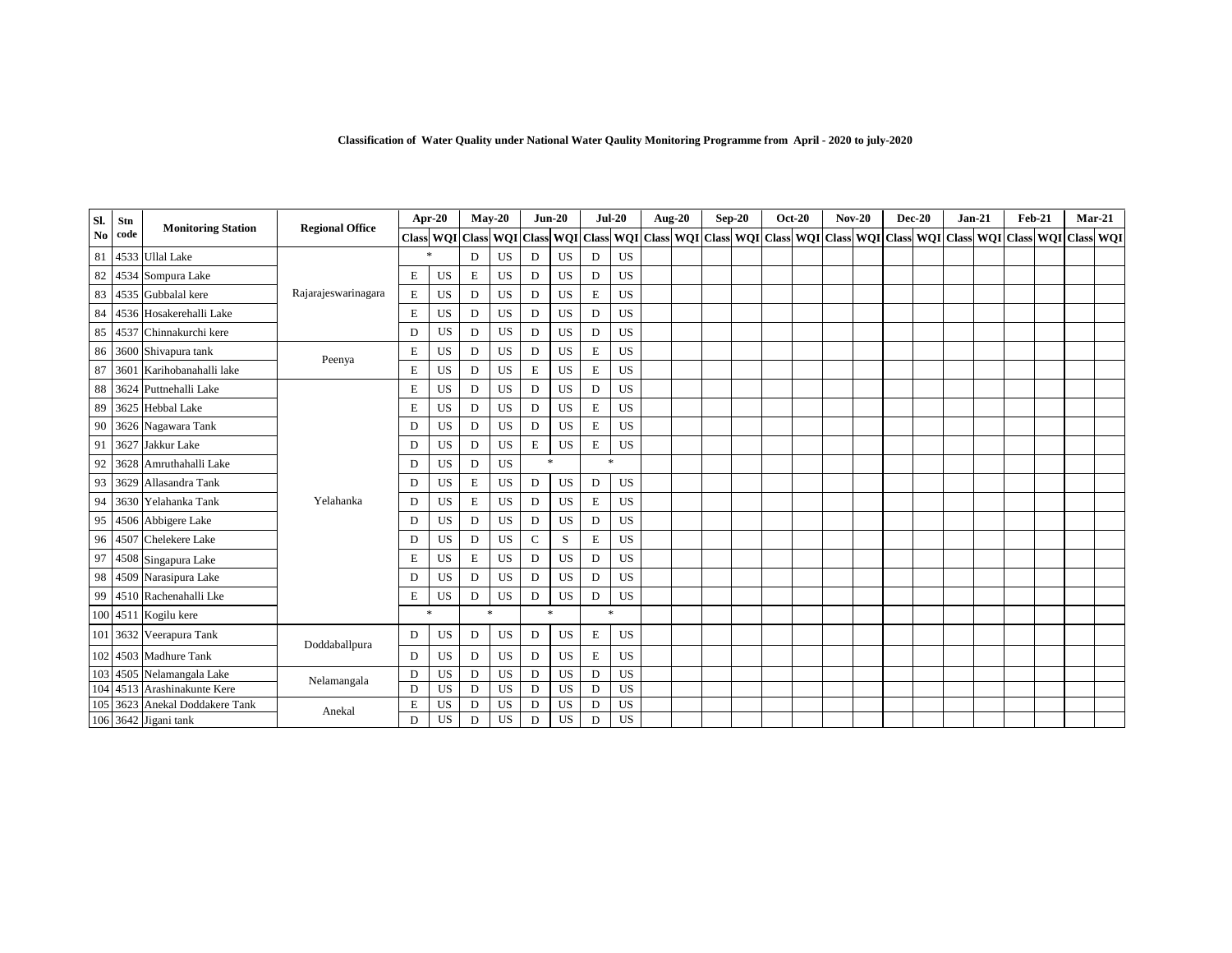**Classification of Water Quality under National Water Qaulity Monitoring Programme from April - 2020 to july-2020**

| Sl. No | Stn code | Monitoring Station | Regional Office | Apr-20 | | May-20 | | Jun-20 | | Jul-20 | | Aug-20 | | Sep-20 | | Oct-20 | | Nov-20 | | Dec-20 | | Jan-21 | | Feb-21 | | Mar-21 | |
|---|---|---|---|---|---|---|---|---|---|---|---|---|---|---|---|---|---|---|---|---|---|---|---|---|---|---|---|
| | | | | Class | WQI | Class | WQI | Class | WQI | Class | WQI | Class | WQI | Class | WQI | Class | WQI | Class | WQI | Class | WQI | Class | WQI | Class | WQI | Class | WQI |
| 81 | 4533 | Ullal Lake | Rajarajeswarinagara | * | | D | US | D | US | D | US | | | | | | | | | | | | | | | | |
| 82 | 4534 | Sompura Lake | Rajarajeswarinagara | E | US | E | US | D | US | D | US | | | | | | | | | | | | | | | | |
| 83 | 4535 | Gubbalal kere | Rajarajeswarinagara | E | US | D | US | D | US | E | US | | | | | | | | | | | | | | | | |
| 84 | 4536 | Hosakerehalli Lake | Rajarajeswarinagara | E | US | D | US | D | US | D | US | | | | | | | | | | | | | | | | |
| 85 | 4537 | Chinnakurchi kere | Rajarajeswarinagara | D | US | D | US | D | US | D | US | | | | | | | | | | | | | | | | |
| 86 | 3600 | Shivapura tank | Peenya | E | US | D | US | D | US | E | US | | | | | | | | | | | | | | | | |
| 87 | 3601 | Karihobanahalli lake | Peenya | E | US | D | US | E | US | E | US | | | | | | | | | | | | | | | | |
| 88 | 3624 | Puttnehalli Lake | Yelahanka | E | US | D | US | D | US | D | US | | | | | | | | | | | | | | | | |
| 89 | 3625 | Hebbal Lake | Yelahanka | E | US | D | US | D | US | E | US | | | | | | | | | | | | | | | | |
| 90 | 3626 | Nagawara Tank | Yelahanka | D | US | D | US | D | US | E | US | | | | | | | | | | | | | | | | |
| 91 | 3627 | Jakkur Lake | Yelahanka | D | US | D | US | E | US | E | US | | | | | | | | | | | | | | | | |
| 92 | 3628 | Amruthahalli Lake | Yelahanka | D | US | D | US | * | | * | | | | | | | | | | | | | | | | | |
| 93 | 3629 | Allasandra Tank | Yelahanka | D | US | E | US | D | US | D | US | | | | | | | | | | | | | | | | |
| 94 | 3630 | Yelahanka Tank | Yelahanka | D | US | E | US | D | US | E | US | | | | | | | | | | | | | | | | |
| 95 | 4506 | Abbigere Lake | Yelahanka | D | US | D | US | D | US | D | US | | | | | | | | | | | | | | | | |
| 96 | 4507 | Chelekere Lake | Yelahanka | D | US | D | US | C | S | E | US | | | | | | | | | | | | | | | | |
| 97 | 4508 | Singapura Lake | Yelahanka | E | US | E | US | D | US | D | US | | | | | | | | | | | | | | | | |
| 98 | 4509 | Narasipura Lake | Yelahanka | D | US | D | US | D | US | D | US | | | | | | | | | | | | | | | | |
| 99 | 4510 | Rachenahalli Lke | Yelahanka | E | US | D | US | D | US | D | US | | | | | | | | | | | | | | | | |
| 100 | 4511 | Kogilu kere | Yelahanka | * | | * | | * | | * | | | | | | | | | | | | | | | | | |
| 101 | 3632 | Veerapura Tank | Doddaballpura | D | US | D | US | D | US | E | US | | | | | | | | | | | | | | | | |
| 102 | 4503 | Madhure Tank | Doddaballpura | D | US | D | US | D | US | E | US | | | | | | | | | | | | | | | | |
| 103 | 4505 | Nelamangala Lake | Nelamangala | D | US | D | US | D | US | D | US | | | | | | | | | | | | | | | | |
| 104 | 4513 | Arashinakunte Kere | Nelamangala | D | US | D | US | D | US | D | US | | | | | | | | | | | | | | | | |
| 105 | 3623 | Anekal Doddakere Tank | Anekal | E | US | D | US | D | US | D | US | | | | | | | | | | | | | | | | |
| 106 | 3642 | Jigani tank | Anekal | D | US | D | US | D | US | D | US | | | | | | | | | | | | | | | | |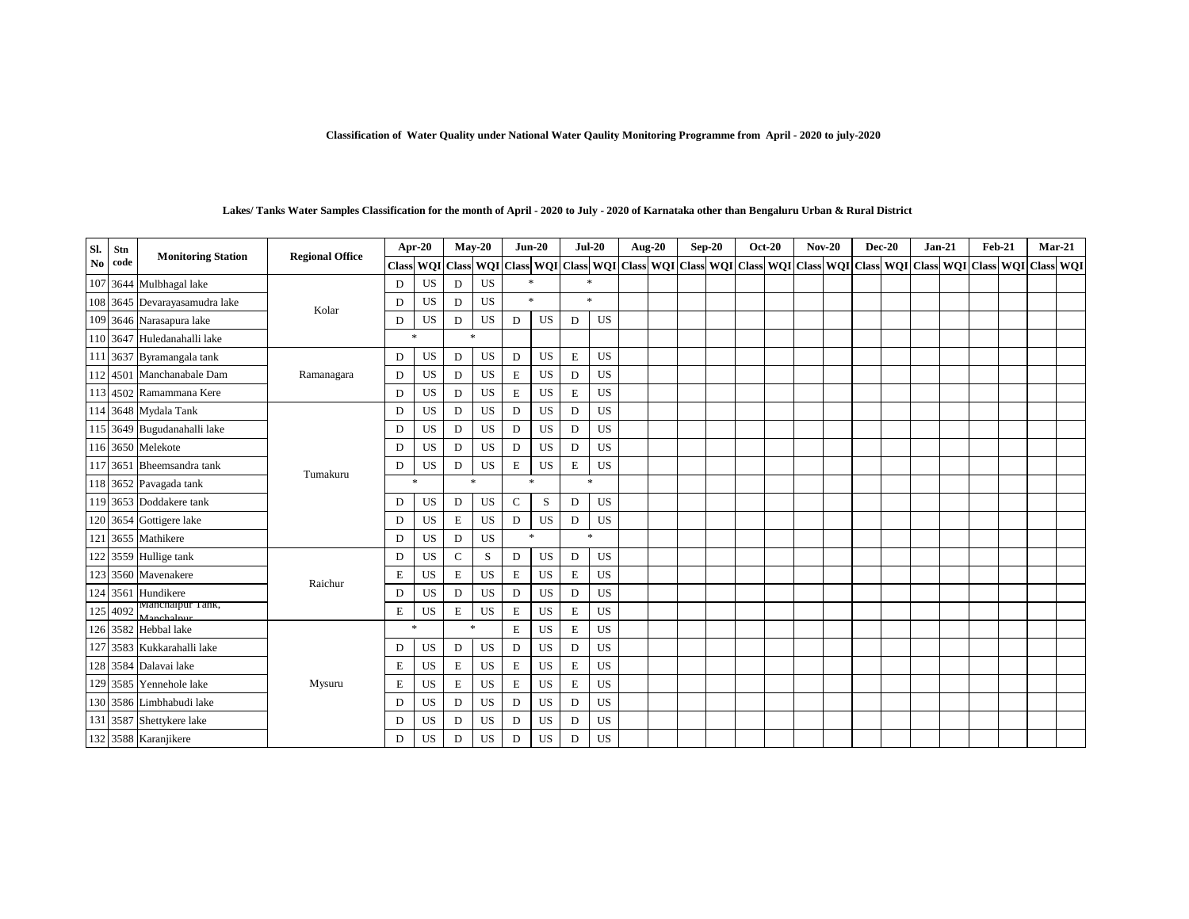**Classification of Water Quality under National Water Qaulity Monitoring Programme from April - 2020 to july-2020**

**Lakes/ Tanks Water Samples Classification for the month of April - 2020 to July - 2020 of Karnataka other than Bengaluru Urban & Rural District**

| Sl. No | Stn code | Monitoring Station | Regional Office | Apr-20 | | May-20 | | Jun-20 | | Jul-20 | | Aug-20 | | Sep-20 | | Oct-20 | | Nov-20 | | Dec-20 | | Jan-21 | | Feb-21 | | Mar-21 | |
|---|---|---|---|---|---|---|---|---|---|---|---|---|---|---|---|---|---|---|---|---|---|---|---|---|---|---|---|
| | | | | Class | WQI | Class | WQI | Class | WQI | Class | WQI | Class | WQI | Class | WQI | Class | WQI | Class | WQI | Class | WQI | Class | WQI | Class | WQI | Class | WQI |
| 107 | 3644 | Mulbhagal lake | Kolar | D | US | D | US | * | | * | | | | | | | | | | | | | | | | | |
| 108 | 3645 | Devarayasamudra lake | | D | US | D | US | * | | * | | | | | | | | | | | | | | | | | |
| 109 | 3646 | Narasapura lake | | D | US | D | US | D | US | D | US | | | | | | | | | | | | | | | | |
| 110 | 3647 | Huledanahalli lake | | * | | * | | | | | | | | | | | | | | | | | | | | | |
| 111 | 3637 | Byramangala tank | Ramanagara | D | US | D | US | D | US | E | US | | | | | | | | | | | | | | | | |
| 112 | 4501 | Manchanabale Dam | | D | US | D | US | E | US | D | US | | | | | | | | | | | | | | | | |
| 113 | 4502 | Ramammana Kere | | D | US | D | US | E | US | E | US | | | | | | | | | | | | | | | | |
| 114 | 3648 | Mydala Tank | Tumakuru | D | US | D | US | D | US | D | US | | | | | | | | | | | | | | | | |
| 115 | 3649 | Bugudanahalli lake | | D | US | D | US | D | US | D | US | | | | | | | | | | | | | | | | |
| 116 | 3650 | Melekote | | D | US | D | US | D | US | D | US | | | | | | | | | | | | | | | | |
| 117 | 3651 | Bheemsandra tank | | D | US | D | US | E | US | E | US | | | | | | | | | | | | | | | | |
| 118 | 3652 | Pavagada tank | | * | | * | | * | | * | | | | | | | | | | | | | | | | | |
| 119 | 3653 | Doddakere tank | | D | US | D | US | C | S | D | US | | | | | | | | | | | | | | | | |
| 120 | 3654 | Gottigere lake | | D | US | E | US | D | US | D | US | | | | | | | | | | | | | | | | |
| 121 | 3655 | Mathikere | | D | US | D | US | * | | * | | | | | | | | | | | | | | | | | |
| 122 | 3559 | Hullige tank | Raichur | D | US | C | S | D | US | D | US | | | | | | | | | | | | | | | | |
| 123 | 3560 | Mavenakere | | E | US | E | US | E | US | E | US | | | | | | | | | | | | | | | | |
| 124 | 3561 | Hundikere | | D | US | D | US | D | US | D | US | | | | | | | | | | | | | | | | |
| 125 | 4092 | Manchalpur Tank, Manchalpur | | E | US | E | US | E | US | E | US | | | | | | | | | | | | | | | | |
| 126 | 3582 | Hebbal lake | Mysuru | * | | * | | E | US | E | US | | | | | | | | | | | | | | | | |
| 127 | 3583 | Kukkarahalli lake | | D | US | D | US | D | US | D | US | | | | | | | | | | | | | | | | |
| 128 | 3584 | Dalavai lake | | E | US | E | US | E | US | E | US | | | | | | | | | | | | | | | | |
| 129 | 3585 | Yennehole lake | | E | US | E | US | E | US | E | US | | | | | | | | | | | | | | | | |
| 130 | 3586 | Limbhabudi lake | | D | US | D | US | D | US | D | US | | | | | | | | | | | | | | | | |
| 131 | 3587 | Shettykere lake | | D | US | D | US | D | US | D | US | | | | | | | | | | | | | | | | |
| 132 | 3588 | Karanjikere | | D | US | D | US | D | US | D | US | | | | | | | | | | | | | | | | |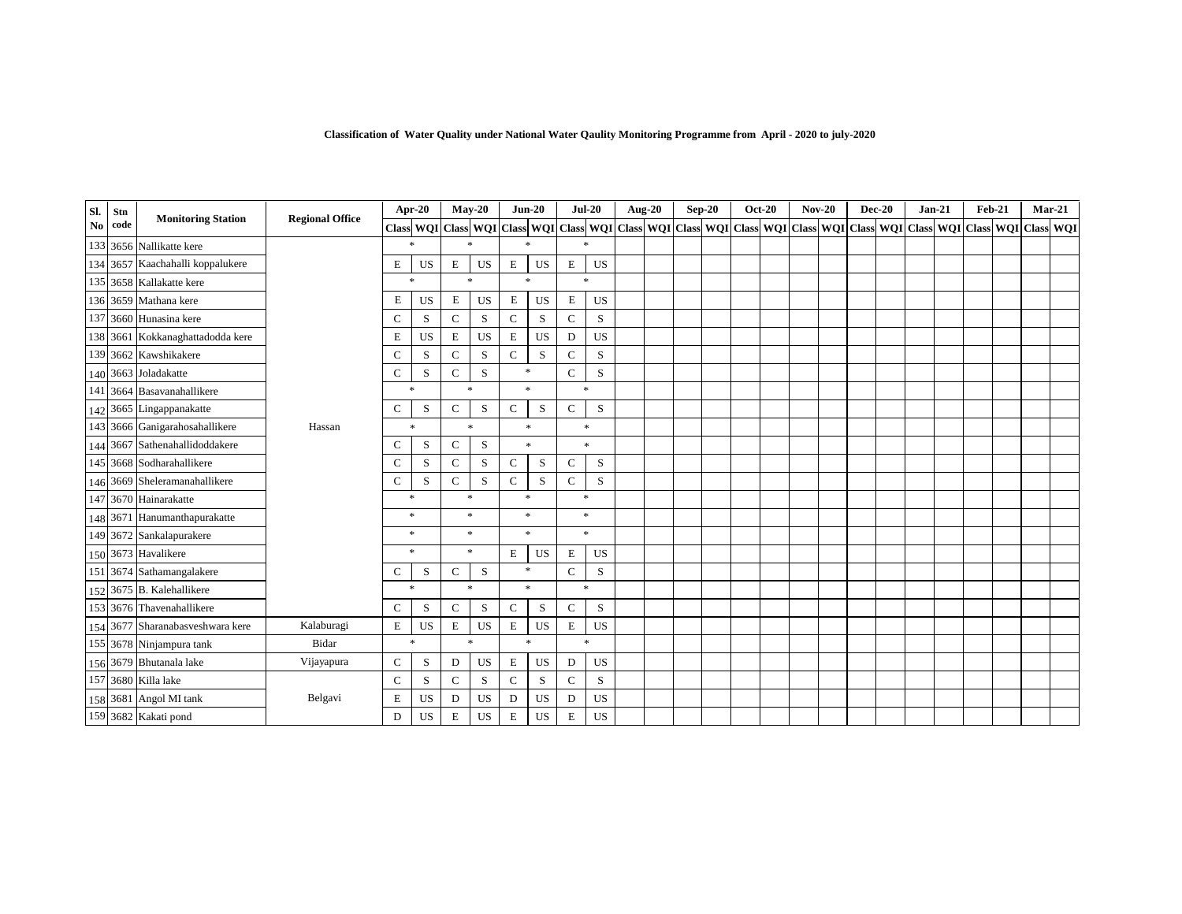**Classification of Water Quality under National Water Qaulity Monitoring Programme from April - 2020 to july-2020**

| Sl. No | Stn code | Monitoring Station | Regional Office | Apr-20 | | May-20 | | Jun-20 | | Jul-20 | | Aug-20 | | Sep-20 | | Oct-20 | | Nov-20 | | Dec-20 | | Jan-21 | | Feb-21 | | Mar-21 | |
|---|---|---|---|---|---|---|---|---|---|---|---|---|---|---|---|---|---|---|---|---|---|---|---|---|---|---|---|
| | | | | Class | WQI | Class | WQI | Class | WQI | Class | WQI | Class | WQI | Class | WQI | Class | WQI | Class | WQI | Class | WQI | Class | WQI | Class | WQI | Class | WQI |
| 133 | 3656 | Nallikatte kere | Hassan | * | | * | | * | | * | | | | | | | | | | | | | | | | | |
| 134 | 3657 | Kaachahalli koppalukere | | E | US | E | US | E | US | E | US | | | | | | | | | | | | | | | | |
| 135 | 3658 | Kallakatte kere | | * | | * | | * | | * | | | | | | | | | | | | | | | | | |
| 136 | 3659 | Mathana kere | | E | US | E | US | E | US | E | US | | | | | | | | | | | | | | | | |
| 137 | 3660 | Hunasina kere | | C | S | C | S | C | S | C | S | | | | | | | | | | | | | | | | |
| 138 | 3661 | Kokkanaghattadodda kere | | E | US | E | US | E | US | D | US | | | | | | | | | | | | | | | | |
| 139 | 3662 | Kawshikakere | | C | S | C | S | C | S | C | S | | | | | | | | | | | | | | | | |
| 140 | 3663 | Joladakatte | | C | S | C | S | * | | C | S | | | | | | | | | | | | | | | | |
| 141 | 3664 | Basavanahallikere | | * | | * | | * | | * | | | | | | | | | | | | | | | | | |
| 142 | 3665 | Lingappanakatte | | C | S | C | S | C | S | C | S | | | | | | | | | | | | | | | | |
| 143 | 3666 | Ganigarahosahallikere | | * | | * | | * | | * | | | | | | | | | | | | | | | | | |
| 144 | 3667 | Sathenahallidoddakere | | C | S | C | S | * | | * | | | | | | | | | | | | | | | | | |
| 145 | 3668 | Sodharahallikere | | C | S | C | S | C | S | C | S | | | | | | | | | | | | | | | | |
| 146 | 3669 | Sheleramanahallikere | | C | S | C | S | C | S | C | S | | | | | | | | | | | | | | | | |
| 147 | 3670 | Hainarakatte | | * | | * | | * | | * | | | | | | | | | | | | | | | | | |
| 148 | 3671 | Hanumanthapurakatte | | * | | * | | * | | * | | | | | | | | | | | | | | | | | |
| 149 | 3672 | Sankalapurakere | | * | | * | | * | | * | | | | | | | | | | | | | | | | | |
| 150 | 3673 | Havalikere | | * | | * | | E | US | E | US | | | | | | | | | | | | | | | | |
| 151 | 3674 | Sathamangalakere | | C | S | C | S | * | | C | S | | | | | | | | | | | | | | | | |
| 152 | 3675 | B. Kalehallikere | | * | | * | | * | | * | | | | | | | | | | | | | | | | | |
| 153 | 3676 | Thavenahallikere | | C | S | C | S | C | S | C | S | | | | | | | | | | | | | | | | |
| 154 | 3677 | Sharanabasveshwara kere | Kalaburagi | E | US | E | US | E | US | E | US | | | | | | | | | | | | | | | | |
| 155 | 3678 | Ninjampura tank | Bidar | * | | * | | * | | * | | | | | | | | | | | | | | | | | |
| 156 | 3679 | Bhutanala lake | Vijayapura | C | S | D | US | E | US | D | US | | | | | | | | | | | | | | | | |
| 157 | 3680 | Killa lake | Belgavi | C | S | C | S | C | S | C | S | | | | | | | | | | | | | | | | |
| 158 | 3681 | Angol MI tank | | E | US | D | US | D | US | D | US | | | | | | | | | | | | | | | | |
| 159 | 3682 | Kakati pond | | D | US | E | US | E | US | E | US | | | | | | | | | | | | | | | | |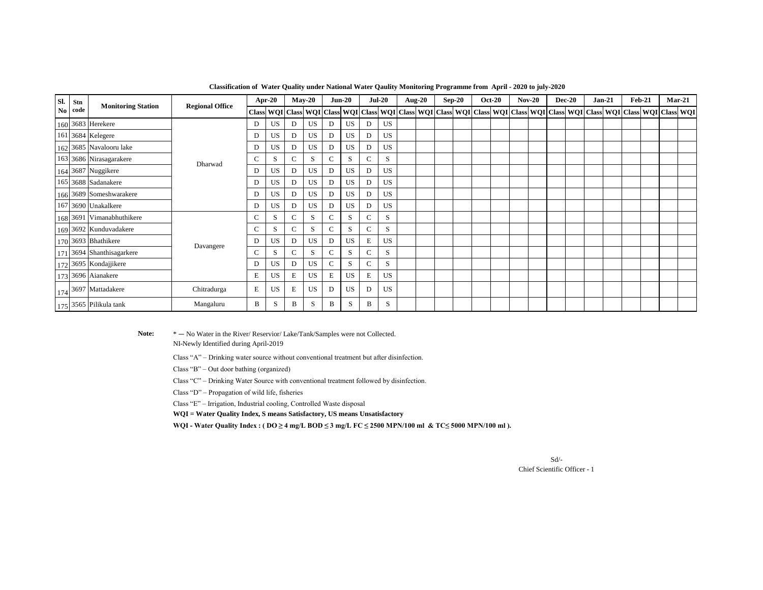**Classification of Water Quality under National Water Qaulity Monitoring Programme from April - 2020 to july-2020**

| Sl. No | Stn code | Monitoring Station | Regional Office | Apr-20 | | May-20 | | Jun-20 | | Jul-20 | | Aug-20 | | Sep-20 | | Oct-20 | | Nov-20 | | Dec-20 | | Jan-21 | | Feb-21 | | Mar-21 | |
|---|---|---|---|---|---|---|---|---|---|---|---|---|---|---|---|---|---|---|---|---|---|---|---|---|---|---|---|
| | | | | Class | WQI | Class | WQI | Class | WQI | Class | WQI | Class | WQI | Class | WQI | Class | WQI | Class | WQI | Class | WQI | Class | WQI | Class | WQI | Class | WQI |
| 160 | 3683 | Herekere | Dharwad | D | US | D | US | D | US | D | US | | | | | | | | | | | | | | | | |
| 161 | 3684 | Kelegere | | D | US | D | US | D | US | D | US | | | | | | | | | | | | | | | | |
| 162 | 3685 | Navalooru lake | | D | US | D | US | D | US | D | US | | | | | | | | | | | | | | | | |
| 163 | 3686 | Nirasagarakere | | C | S | C | S | C | S | C | S | | | | | | | | | | | | | | | | |
| 164 | 3687 | Nuggikere | | D | US | D | US | D | US | D | US | | | | | | | | | | | | | | | | |
| 165 | 3688 | Sadanakere | | D | US | D | US | D | US | D | US | | | | | | | | | | | | | | | | |
| 166 | 3689 | Someshwarakere | | D | US | D | US | D | US | D | US | | | | | | | | | | | | | | | | |
| 167 | 3690 | Unakalkere | | D | US | D | US | D | US | D | US | | | | | | | | | | | | | | | | |
| 168 | 3691 | Vimanabhuthikere | Davangere | C | S | C | S | C | S | C | S | | | | | | | | | | | | | | | | |
| 169 | 3692 | Kunduvadakere | | C | S | C | S | C | S | C | S | | | | | | | | | | | | | | | | |
| 170 | 3693 | Bhathikere | | D | US | D | US | D | US | E | US | | | | | | | | | | | | | | | | |
| 171 | 3694 | Shanthisagarkere | | C | S | C | S | C | S | C | S | | | | | | | | | | | | | | | | |
| 172 | 3695 | Kondajjikere | | D | US | D | US | C | S | C | S | | | | | | | | | | | | | | | | |
| 173 | 3696 | Aianakere | | E | US | E | US | E | US | E | US | | | | | | | | | | | | | | | | |
| 174 | 3697 | Mattadakere | Chitradurga | E | US | E | US | D | US | D | US | | | | | | | | | | | | | | | | |
| 175 | 3565 | Pilikula tank | Mangaluru | B | S | B | S | B | S | B | S | | | | | | | | | | | | | | | | |

**Note:** * — No Water in the River/ Reservior/ Lake/Tank/Samples were not Collected.

NI-Newly Identified during April-2019

Class "A" – Drinking water source without conventional treatment but after disinfection.

Class "B" – Out door bathing (organized)

Class "C" – Drinking Water Source with conventional treatment followed by disinfection.

Class "D" – Propagation of wild life, fisheries

Class "E" – Irrigation, Industrial cooling, Controlled Waste disposal

**WQI = Water Quality Index, S means Satisfactory, US means Unsatisfactory**

**WQI - Water Quality Index : ( DO ≥ 4 mg/L BOD ≤ 3 mg/L FC ≤ 2500 MPN/100 ml & TC≤ 5000 MPN/100 ml ).**

Sd/-

Chief Scientific Officer - 1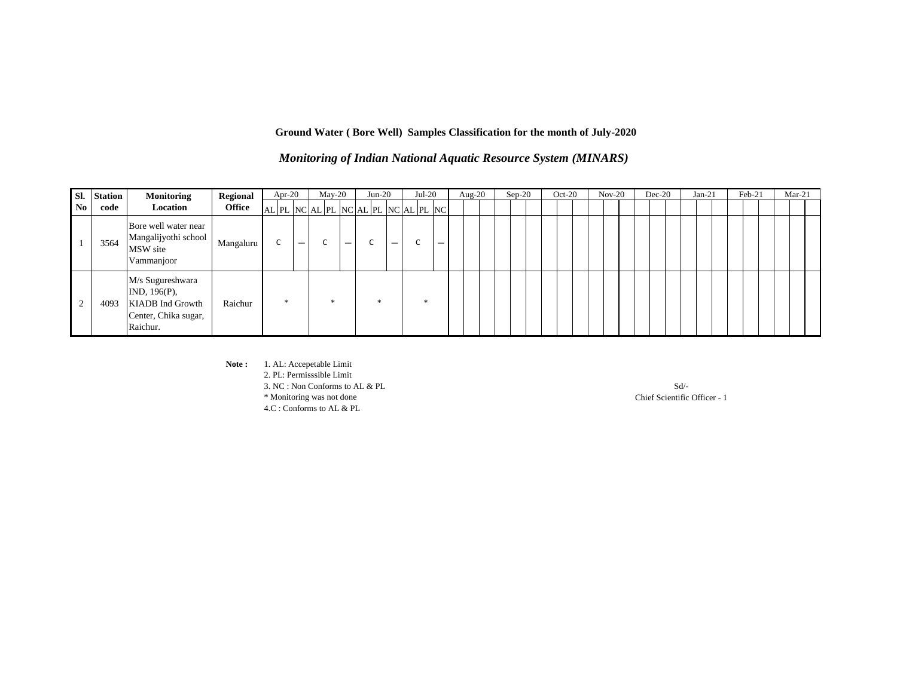**Ground Water ( Bore Well) Samples Classification for the month of July-2020**

***Monitoring of Indian National Aquatic Resource System (MINARS)***

| Sl. No | Station code | Monitoring Location | Regional Office | Apr-20 | | | May-20 | | | Jun-20 | | | Jul-20 | | | Aug-20 | | | Sep-20 | | | Oct-20 | | | Nov-20 | | | Dec-20 | | | Jan-21 | | | Feb-21 | | | Mar-21 | | |
|---|---|---|---|---|---|---|---|---|---|---|---|---|---|---|---|---|---|---|---|---|---|---|---|---|---|---|---|---|---|---|---|---|---|---|---|---|---|---|---|
| | | | | AL | PL | NC | AL | PL | NC | AL | PL | NC | AL | PL | NC | | | | | | | | | | | | | | | | | | | | | | | | |
| 1 | 3564 | Bore well water near Mangalijyothi school MSW site Vammanjoor | Mangaluru | C | | — | C | | — | C | | — | C | | — | | | | | | | | | | | | | | | | | | | | | | | | |
| 2 | 4093 | M/s Sugureshwara IND, 196(P), KIADB Ind Growth Center, Chika sugar, Raichur. | Raichur | * | | | * | | | * | | | * | | | | | | | | | | | | | | | | | | | | | | | | | | |

**Note :**
1. AL: Accepetable Limit
2. PL: Permisssible Limit
3. NC : Non Conforms to AL & PL
* Monitoring was not done
4.C : Conforms to AL & PL

Sd/-
Chief Scientific Officer - 1